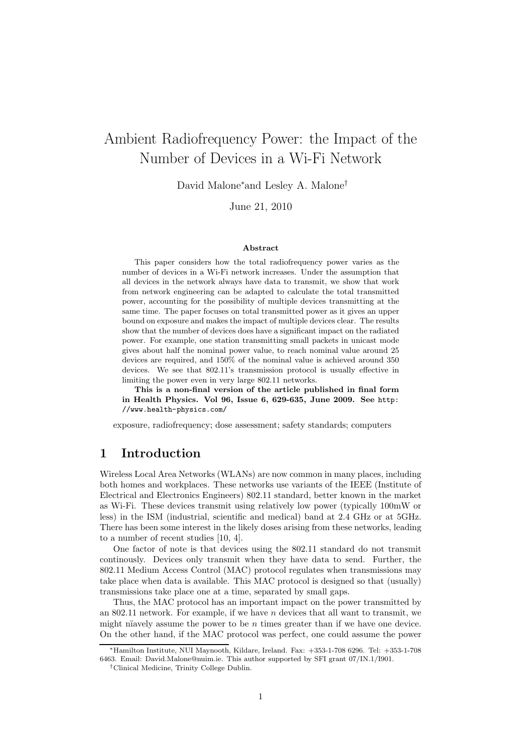# Ambient Radiofrequency Power: the Impact of the Number of Devices in a Wi-Fi Network

David Malone* and Lesley A. Malone†

June 21, 2010

### Abstract

This paper considers how the total radiofrequency power varies as the number of devices in a Wi-Fi network increases. Under the assumption that all devices in the network always have data to transmit, we show that work from network engineering can be adapted to calculate the total transmitted power, accounting for the possibility of multiple devices transmitting at the same time. The paper focuses on total transmitted power as it gives an upper bound on exposure and makes the impact of multiple devices clear. The results show that the number of devices does have a significant impact on the radiated power. For example, one station transmitting small packets in unicast mode gives about half the nominal power value, to reach nominal value around 25 devices are required, and 150% of the nominal value is achieved around 350 devices. We see that 802.11's transmission protocol is usually effective in limiting the power even in very large 802.11 networks.

**This is a non-final version of the article published in final form in Health Physics. Vol 96, Issue 6, 629-635, June 2009. See** http://www.health-physics.com/

exposure, radiofrequency; dose assessment; safety standards; computers

## 1 Introduction

Wireless Local Area Networks (WLANs) are now common in many places, including both homes and workplaces. These networks use variants of the IEEE (Institute of Electrical and Electronics Engineers) 802.11 standard, better known in the market as Wi-Fi. These devices transmit using relatively low power (typically 100mW or less) in the ISM (industrial, scientific and medical) band at 2.4 GHz or at 5GHz. There has been some interest in the likely doses arising from these networks, leading to a number of recent studies [10, 4].

One factor of note is that devices using the 802.11 standard do not transmit continously. Devices only transmit when they have data to send. Further, the 802.11 Medium Access Control (MAC) protocol regulates when transmissions may take place when data is available. This MAC protocol is designed so that (usually) transmissions take place one at a time, separated by small gaps.

Thus, the MAC protocol has an important impact on the power transmitted by an 802.11 network. For example, if we have $n$ devices that all want to transmit, we might nïavely assume the power to be $n$ times greater than if we have one device. On the other hand, if the MAC protocol was perfect, one could assume the power

*Hamilton Institute, NUI Maynooth, Kildare, Ireland. Fax: +353-1-708 6296. Tel: +353-1-708 6463. Email: David.Malone@nuim.ie. This author supported by SFI grant 07/IN.1/I901.

†Clinical Medicine, Trinity College Dublin.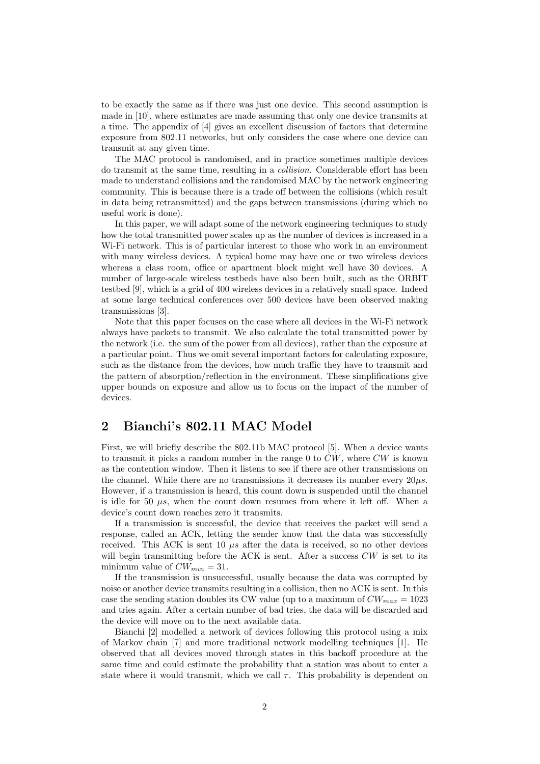to be exactly the same as if there was just one device. This second assumption is made in [10], where estimates are made assuming that only one device transmits at a time. The appendix of [4] gives an excellent discussion of factors that determine exposure from 802.11 networks, but only considers the case where one device can transmit at any given time.

The MAC protocol is randomised, and in practice sometimes multiple devices do transmit at the same time, resulting in a *collision*. Considerable effort has been made to understand collisions and the randomised MAC by the network engineering community. This is because there is a trade off between the collisions (which result in data being retransmitted) and the gaps between transmissions (during which no useful work is done).

In this paper, we will adapt some of the network engineering techniques to study how the total transmitted power scales up as the number of devices is increased in a Wi-Fi network. This is of particular interest to those who work in an environment with many wireless devices. A typical home may have one or two wireless devices whereas a class room, office or apartment block might well have 30 devices. A number of large-scale wireless testbeds have also been built, such as the ORBIT testbed [9], which is a grid of 400 wireless devices in a relatively small space. Indeed at some large technical conferences over 500 devices have been observed making transmissions [3].

Note that this paper focuses on the case where all devices in the Wi-Fi network always have packets to transmit. We also calculate the total transmitted power by the network (i.e. the sum of the power from all devices), rather than the exposure at a particular point. Thus we omit several important factors for calculating exposure, such as the distance from the devices, how much traffic they have to transmit and the pattern of absorption/reflection in the environment. These simplifications give upper bounds on exposure and allow us to focus on the impact of the number of devices.

## 2 Bianchi's 802.11 MAC Model

First, we will briefly describe the 802.11b MAC protocol [5]. When a device wants to transmit it picks a random number in the range 0 to $CW$, where $CW$ is known as the contention window. Then it listens to see if there are other transmissions on the channel. While there are no transmissions it decreases its number every $20\mu s$. However, if a transmission is heard, this count down is suspended until the channel is idle for 50 $\mu s$, when the count down resumes from where it left off. When a device's count down reaches zero it transmits.

If a transmission is successful, the device that receives the packet will send a response, called an ACK, letting the sender know that the data was successfully received. This ACK is sent 10 $\mu s$ after the data is received, so no other devices will begin transmitting before the ACK is sent. After a success $CW$ is set to its minimum value of $CW_{min} = 31$.

If the transmission is unsuccessful, usually because the data was corrupted by noise or another device transmits resulting in a collision, then no ACK is sent. In this case the sending station doubles its CW value (up to a maximum of $CW_{max} = 1023$ and tries again. After a certain number of bad tries, the data will be discarded and the device will move on to the next available data.

Bianchi [2] modelled a network of devices following this protocol using a mix of Markov chain [7] and more traditional network modelling techniques [1]. He observed that all devices moved through states in this backoff procedure at the same time and could estimate the probability that a station was about to enter a state where it would transmit, which we call $\tau$. This probability is dependent on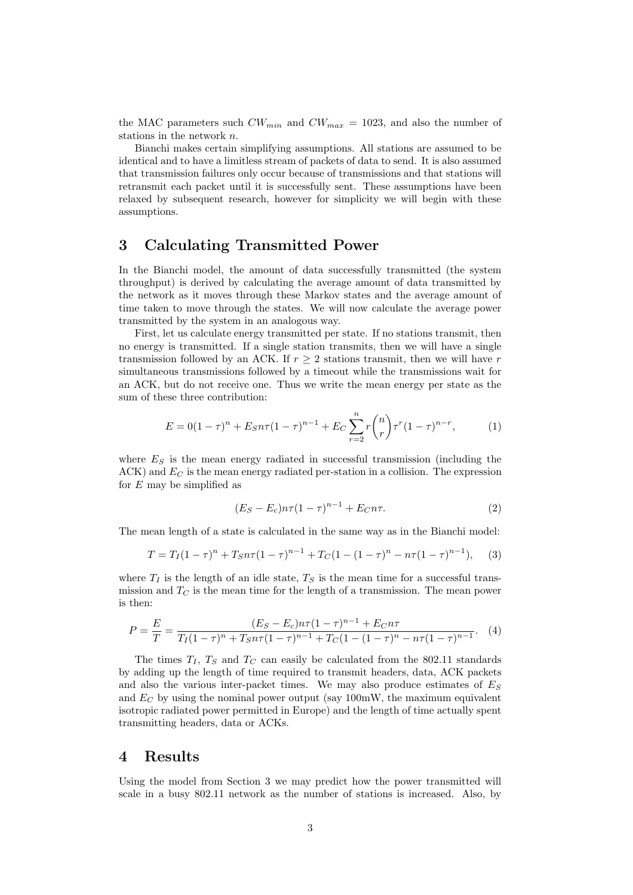the MAC parameters such $CW_{min}$ and $CW_{max} = 1023$, and also the number of stations in the network $n$.

Bianchi makes certain simplifying assumptions. All stations are assumed to be identical and to have a limitless stream of packets of data to send. It is also assumed that transmission failures only occur because of transmissions and that stations will retransmit each packet until it is successfully sent. These assumptions have been relaxed by subsequent research, however for simplicity we will begin with these assumptions.

# 3 Calculating Transmitted Power

In the Bianchi model, the amount of data successfully transmitted (the system throughput) is derived by calculating the average amount of data transmitted by the network as it moves through these Markov states and the average amount of time taken to move through the states. We will now calculate the average power transmitted by the system in an analogous way.

First, let us calculate energy transmitted per state. If no stations transmit, then no energy is transmitted. If a single station transmits, then we will have a single transmission followed by an ACK. If $r \geq 2$ stations transmit, then we will have $r$ simultaneous transmissions followed by a timeout while the transmissions wait for an ACK, but do not receive one. Thus we write the mean energy per state as the sum of these three contribution:

$$E = 0(1-\tau)^n + E_S n\tau(1-\tau)^{n-1} + E_C \sum_{r=2}^{n} r \binom{n}{r} \tau^r (1-\tau)^{n-r}, \tag{1}$$

where $E_S$ is the mean energy radiated in successful transmission (including the ACK) and $E_C$ is the mean energy radiated per-station in a collision. The expression for $E$ may be simplified as

$$(E_S - E_c)n\tau(1-\tau)^{n-1} + E_C n\tau. \tag{2}$$

The mean length of a state is calculated in the same way as in the Bianchi model:

$$T = T_I(1-\tau)^n + T_S n\tau(1-\tau)^{n-1} + T_C(1-(1-\tau)^n - n\tau(1-\tau)^{n-1}), \tag{3}$$

where $T_I$ is the length of an idle state, $T_S$ is the mean time for a successful transmission and $T_C$ is the mean time for the length of a transmission. The mean power is then:

$$P = \frac{E}{T} = \frac{(E_S - E_c)n\tau(1-\tau)^{n-1} + E_C n\tau}{T_I(1-\tau)^n + T_S n\tau(1-\tau)^{n-1} + T_C(1-(1-\tau)^n - n\tau(1-\tau)^{n-1}}. \tag{4}$$

The times $T_I$, $T_S$ and $T_C$ can easily be calculated from the 802.11 standards by adding up the length of time required to transmit headers, data, ACK packets and also the various inter-packet times. We may also produce estimates of $E_S$ and $E_C$ by using the nominal power output (say 100mW, the maximum equivalent isotropic radiated power permitted in Europe) and the length of time actually spent transmitting headers, data or ACKs.

# 4 Results

Using the model from Section 3 we may predict how the power transmitted will scale in a busy 802.11 network as the number of stations is increased. Also, by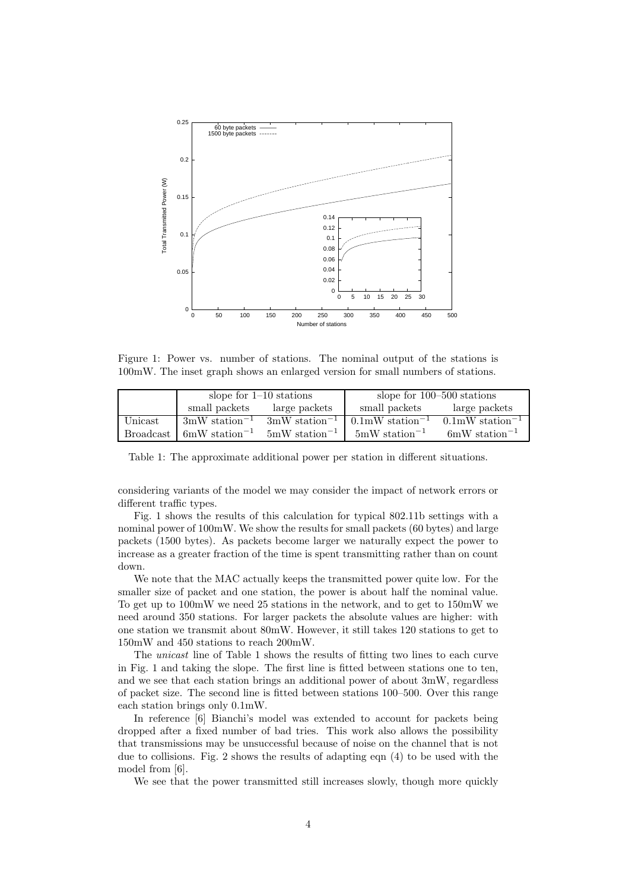Figure 1: Power vs. number of stations. The nominal output of the stations is 100mW. The inset graph shows an enlarged version for small numbers of stations.

| | slope for 1–10 stations | | slope for 100–500 stations | |
|---|---|---|---|---|
| | small packets | large packets | small packets | large packets |
| Unicast | 3mW station$^{-1}$ | 3mW station$^{-1}$ | 0.1mW station$^{-1}$ | 0.1mW station$^{-1}$ |
| Broadcast | 6mW station$^{-1}$ | 5mW station$^{-1}$ | 5mW station$^{-1}$ | 6mW station$^{-1}$ |

Table 1: The approximate additional power per station in different situations.

considering variants of the model we may consider the impact of network errors or different traffic types.

Fig. 1 shows the results of this calculation for typical 802.11b settings with a nominal power of 100mW. We show the results for small packets (60 bytes) and large packets (1500 bytes). As packets become larger we naturally expect the power to increase as a greater fraction of the time is spent transmitting rather than on count down.

We note that the MAC actually keeps the transmitted power quite low. For the smaller size of packet and one station, the power is about half the nominal value. To get up to 100mW we need 25 stations in the network, and to get to 150mW we need around 350 stations. For larger packets the absolute values are higher: with one station we transmit about 80mW. However, it still takes 120 stations to get to 150mW and 450 stations to reach 200mW.

The *unicast* line of Table 1 shows the results of fitting two lines to each curve in Fig. 1 and taking the slope. The first line is fitted between stations one to ten, and we see that each station brings an additional power of about 3mW, regardless of packet size. The second line is fitted between stations 100–500. Over this range each station brings only 0.1mW.

In reference [6] Bianchi's model was extended to account for packets being dropped after a fixed number of bad tries. This work also allows the possibility that transmissions may be unsuccessful because of noise on the channel that is not due to collisions. Fig. 2 shows the results of adapting eqn (4) to be used with the model from [6].

We see that the power transmitted still increases slowly, though more quickly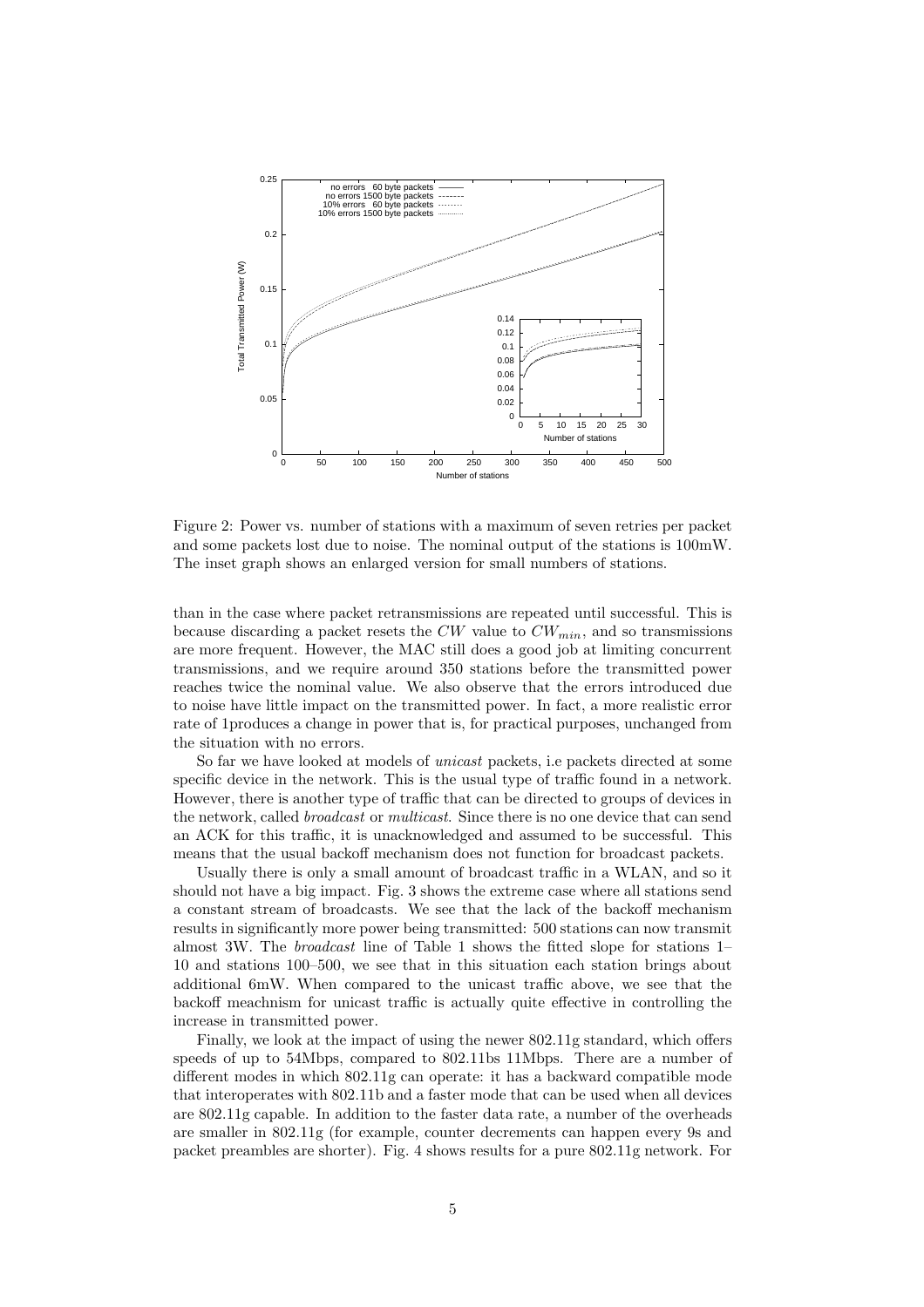Figure 2: Power vs. number of stations with a maximum of seven retries per packet and some packets lost due to noise. The nominal output of the stations is 100mW. The inset graph shows an enlarged version for small numbers of stations.

than in the case where packet retransmissions are repeated until successful. This is because discarding a packet resets the $CW$ value to $CW_{min}$, and so transmissions are more frequent. However, the MAC still does a good job at limiting concurrent transmissions, and we require around 350 stations before the transmitted power reaches twice the nominal value. We also observe that the errors introduced due to noise have little impact on the transmitted power. In fact, a more realistic error rate of 1produces a change in power that is, for practical purposes, unchanged from the situation with no errors.

So far we have looked at models of *unicast* packets, i.e packets directed at some specific device in the network. This is the usual type of traffic found in a network. However, there is another type of traffic that can be directed to groups of devices in the network, called *broadcast* or *multicast*. Since there is no one device that can send an ACK for this traffic, it is unacknowledged and assumed to be successful. This means that the usual backoff mechanism does not function for broadcast packets.

Usually there is only a small amount of broadcast traffic in a WLAN, and so it should not have a big impact. Fig. 3 shows the extreme case where all stations send a constant stream of broadcasts. We see that the lack of the backoff mechanism results in significantly more power being transmitted: 500 stations can now transmit almost 3W. The *broadcast* line of Table 1 shows the fitted slope for stations 1–10 and stations 100–500, we see that in this situation each station brings about additional 6mW. When compared to the unicast traffic above, we see that the backoff meachnism for unicast traffic is actually quite effective in controlling the increase in transmitted power.

Finally, we look at the impact of using the newer 802.11g standard, which offers speeds of up to 54Mbps, compared to 802.11bs 11Mbps. There are a number of different modes in which 802.11g can operate: it has a backward compatible mode that interoperates with 802.11b and a faster mode that can be used when all devices are 802.11g capable. In addition to the faster data rate, a number of the overheads are smaller in 802.11g (for example, counter decrements can happen every 9s and packet preambles are shorter). Fig. 4 shows results for a pure 802.11g network. For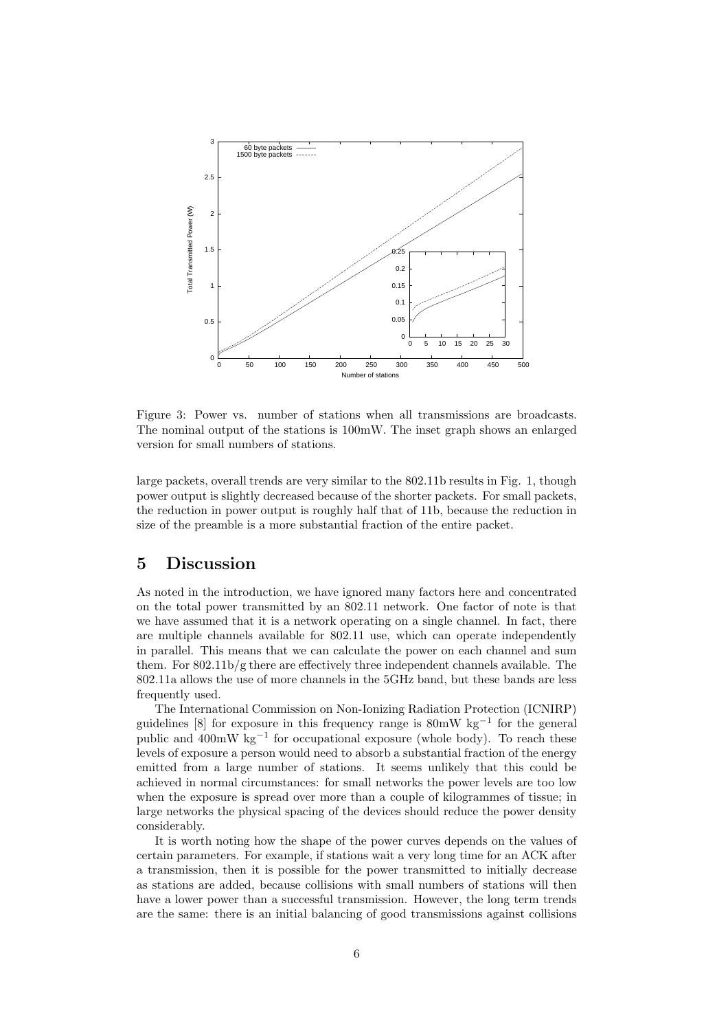Figure 3: Power vs. number of stations when all transmissions are broadcasts. The nominal output of the stations is 100mW. The inset graph shows an enlarged version for small numbers of stations.

large packets, overall trends are very similar to the 802.11b results in Fig. 1, though power output is slightly decreased because of the shorter packets. For small packets, the reduction in power output is roughly half that of 11b, because the reduction in size of the preamble is a more substantial fraction of the entire packet.

# 5 Discussion

As noted in the introduction, we have ignored many factors here and concentrated on the total power transmitted by an 802.11 network. One factor of note is that we have assumed that it is a network operating on a single channel. In fact, there are multiple channels available for 802.11 use, which can operate independently in parallel. This means that we can calculate the power on each channel and sum them. For 802.11b/g there are effectively three independent channels available. The 802.11a allows the use of more channels in the 5GHz band, but these bands are less frequently used.

The International Commission on Non-Ionizing Radiation Protection (ICNIRP) guidelines [8] for exposure in this frequency range is 80mW $\text{kg}^{-1}$ for the general public and 400mW $\text{kg}^{-1}$ for occupational exposure (whole body). To reach these levels of exposure a person would need to absorb a substantial fraction of the energy emitted from a large number of stations. It seems unlikely that this could be achieved in normal circumstances: for small networks the power levels are too low when the exposure is spread over more than a couple of kilogrammes of tissue; in large networks the physical spacing of the devices should reduce the power density considerably.

It is worth noting how the shape of the power curves depends on the values of certain parameters. For example, if stations wait a very long time for an ACK after a transmission, then it is possible for the power transmitted to initially decrease as stations are added, because collisions with small numbers of stations will then have a lower power than a successful transmission. However, the long term trends are the same: there is an initial balancing of good transmissions against collisions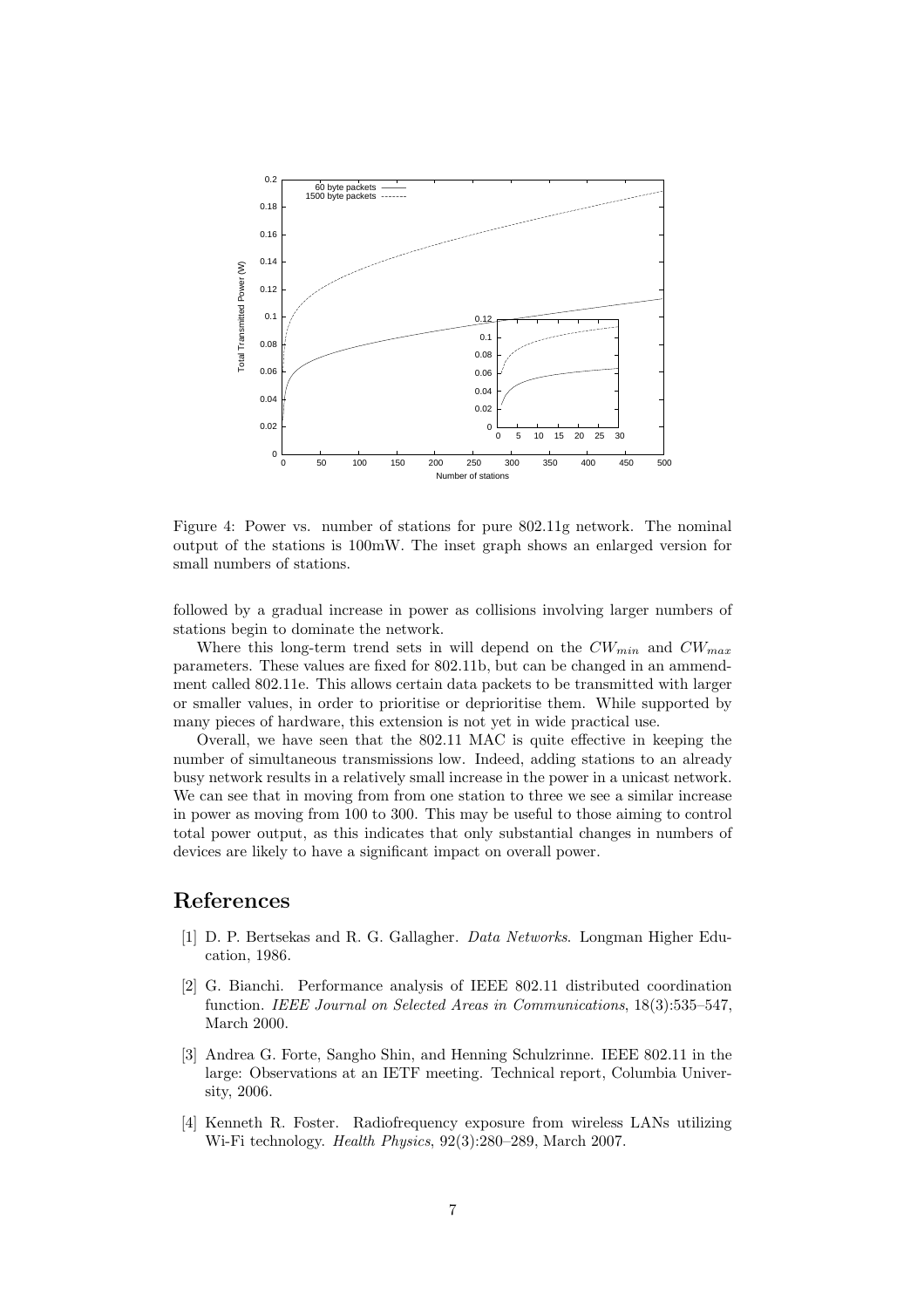Figure 4: Power vs. number of stations for pure 802.11g network. The nominal output of the stations is 100mW. The inset graph shows an enlarged version for small numbers of stations.

followed by a gradual increase in power as collisions involving larger numbers of stations begin to dominate the network.

Where this long-term trend sets in will depend on the $CW_{min}$ and $CW_{max}$ parameters. These values are fixed for 802.11b, but can be changed in an ammendment called 802.11e. This allows certain data packets to be transmitted with larger or smaller values, in order to prioritise or deprioritise them. While supported by many pieces of hardware, this extension is not yet in wide practical use.

Overall, we have seen that the 802.11 MAC is quite effective in keeping the number of simultaneous transmissions low. Indeed, adding stations to an already busy network results in a relatively small increase in the power in a unicast network. We can see that in moving from from one station to three we see a similar increase in power as moving from 100 to 300. This may be useful to those aiming to control total power output, as this indicates that only substantial changes in numbers of devices are likely to have a significant impact on overall power.

# References

[1] D. P. Bertsekas and R. G. Gallagher. *Data Networks*. Longman Higher Education, 1986.

[2] G. Bianchi. Performance analysis of IEEE 802.11 distributed coordination function. *IEEE Journal on Selected Areas in Communications*, 18(3):535–547, March 2000.

[3] Andrea G. Forte, Sangho Shin, and Henning Schulzrinne. IEEE 802.11 in the large: Observations at an IETF meeting. Technical report, Columbia University, 2006.

[4] Kenneth R. Foster. Radiofrequency exposure from wireless LANs utilizing Wi-Fi technology. *Health Physics*, 92(3):280–289, March 2007.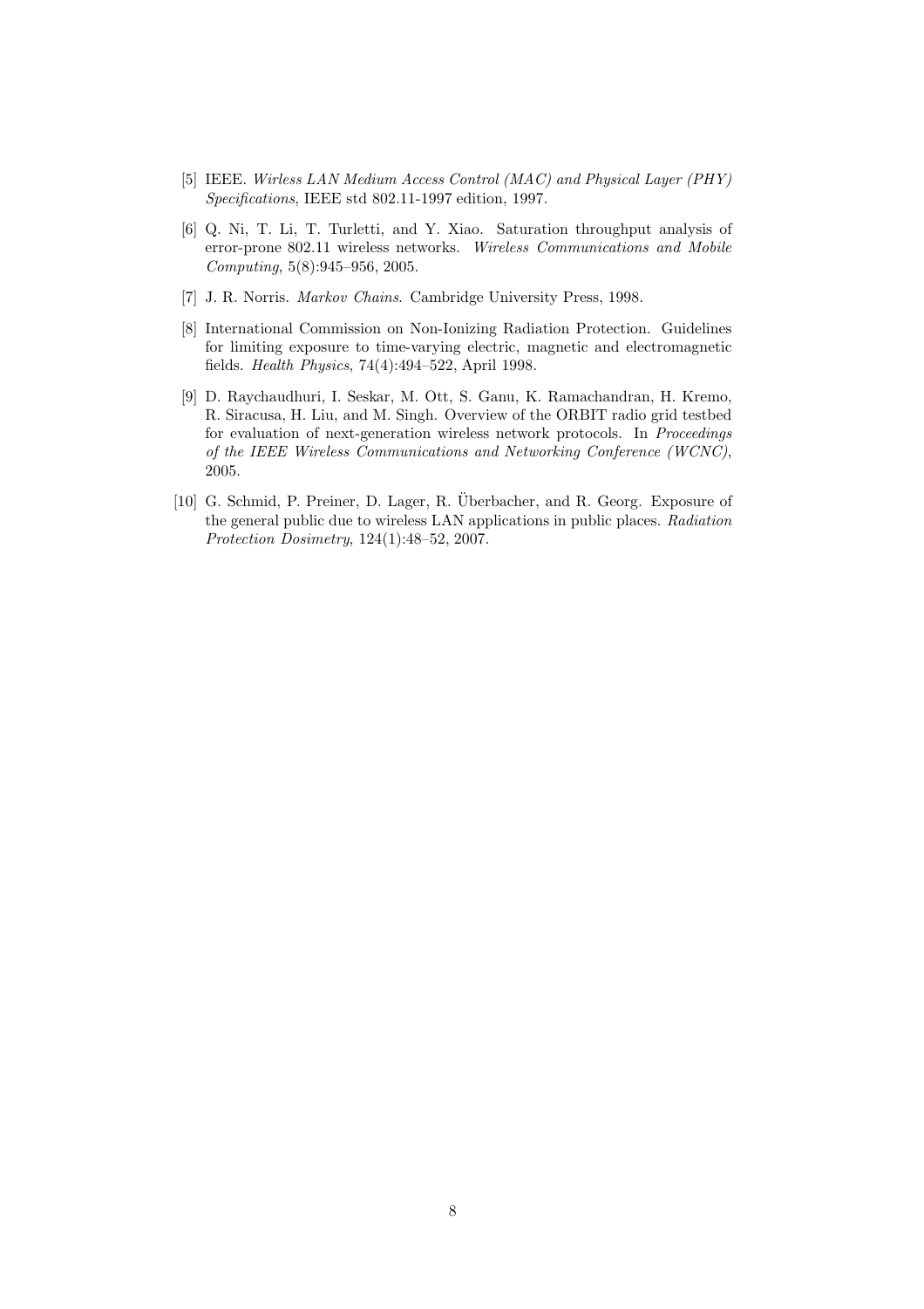[5] IEEE. *Wireless LAN Medium Access Control (MAC) and Physical Layer (PHY) Specifications*, IEEE std 802.11-1997 edition, 1997.

[6] Q. Ni, T. Li, T. Turletti, and Y. Xiao. Saturation throughput analysis of error-prone 802.11 wireless networks. *Wireless Communications and Mobile Computing*, 5(8):945–956, 2005.

[7] J. R. Norris. *Markov Chains*. Cambridge University Press, 1998.

[8] International Commission on Non-Ionizing Radiation Protection. Guidelines for limiting exposure to time-varying electric, magnetic and electromagnetic fields. *Health Physics*, 74(4):494–522, April 1998.

[9] D. Raychaudhuri, I. Seskar, M. Ott, S. Ganu, K. Ramachandran, H. Kremo, R. Siracusa, H. Liu, and M. Singh. Overview of the ORBIT radio grid testbed for evaluation of next-generation wireless network protocols. In *Proceedings of the IEEE Wireless Communications and Networking Conference (WCNC)*, 2005.

[10] G. Schmid, P. Preiner, D. Lager, R. Überbacher, and R. Georg. Exposure of the general public due to wireless LAN applications in public places. *Radiation Protection Dosimetry*, 124(1):48–52, 2007.